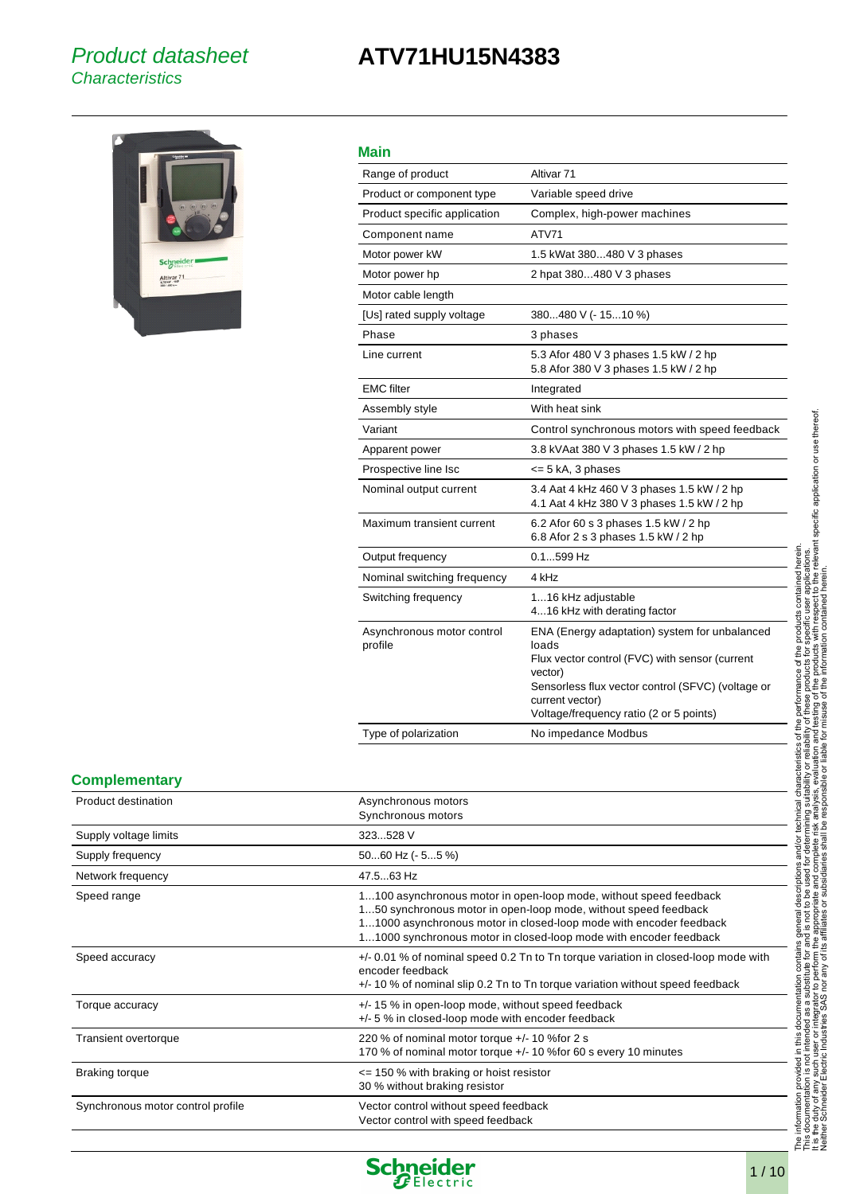# Product datasheet
## Characteristics

# ATV71HU15N4383

## Main

| | |
|---|---|
| Range of product | Altivar 71 |
| Product or component type | Variable speed drive |
| Product specific application | Complex, high-power machines |
| Component name | ATV71 |
| Motor power kW | 1.5 kWat 380...480 V 3 phases |
| Motor power hp | 2 hpat 380...480 V 3 phases |
| Motor cable length | |
| [Us] rated supply voltage | 380...480 V (- 15...10 %) |
| Phase | 3 phases |
| Line current | 5.3 Afor 480 V 3 phases 1.5 kW / 2 hp<br>5.8 Afor 380 V 3 phases 1.5 kW / 2 hp |
| EMC filter | Integrated |
| Assembly style | With heat sink |
| Variant | Control synchronous motors with speed feedback |
| Apparent power | 3.8 kVAat 380 V 3 phases 1.5 kW / 2 hp |
| Prospective line Isc | <= 5 kA, 3 phases |
| Nominal output current | 3.4 Aat 4 kHz 460 V 3 phases 1.5 kW / 2 hp<br>4.1 Aat 4 kHz 380 V 3 phases 1.5 kW / 2 hp |
| Maximum transient current | 6.2 Afor 60 s 3 phases 1.5 kW / 2 hp<br>6.8 Afor 2 s 3 phases 1.5 kW / 2 hp |
| Output frequency | 0.1...599 Hz |
| Nominal switching frequency | 4 kHz |
| Switching frequency | 1...16 kHz adjustable<br>4...16 kHz with derating factor |
| Asynchronous motor control profile | ENA (Energy adaptation) system for unbalanced loads<br>Flux vector control (FVC) with sensor (current vector)<br>Sensorless flux vector control (SFVC) (voltage or current vector)<br>Voltage/frequency ratio (2 or 5 points) |
| Type of polarization | No impedance Modbus |

## Complementary

| | |
|---|---|
| Product destination | Asynchronous motors<br>Synchronous motors |
| Supply voltage limits | 323...528 V |
| Supply frequency | 50...60 Hz (- 5...5 %) |
| Network frequency | 47.5...63 Hz |
| Speed range | 1...100 asynchronous motor in open-loop mode, without speed feedback<br>1...50 synchronous motor in open-loop mode, without speed feedback<br>1...1000 asynchronous motor in closed-loop mode with encoder feedback<br>1...1000 synchronous motor in closed-loop mode with encoder feedback |
| Speed accuracy | +/- 0.01 % of nominal speed 0.2 Tn to Tn torque variation in closed-loop mode with encoder feedback<br>+/- 10 % of nominal slip 0.2 Tn to Tn torque variation without speed feedback |
| Torque accuracy | +/- 15 % in open-loop mode, without speed feedback<br>+/- 5 % in closed-loop mode with encoder feedback |
| Transient overtorque | 220 % of nominal motor torque +/- 10 %for 2 s<br>170 % of nominal motor torque +/- 10 %for 60 s every 10 minutes |
| Braking torque | <= 150 % with braking or hoist resistor<br>30 % without braking resistor |
| Synchronous motor control profile | Vector control without speed feedback<br>Vector control with speed feedback |

The information provided in this documentation contains general descriptions and/or technical characteristics of the performance of the products contained herein. This documentation is not intended as a substitute for and is not to be used for determining suitability or reliability of these products for specific user applications. It is the duty of any such user or integrator to perform the appropriate and complete risk analysis, evaluation and testing of the products with respect to the relevant specific application or use thereof. Neither Schneider Electric Industries SAS nor any of its affiliates or subsidiaries shall be responsible or liable for misuse of the information contained herein.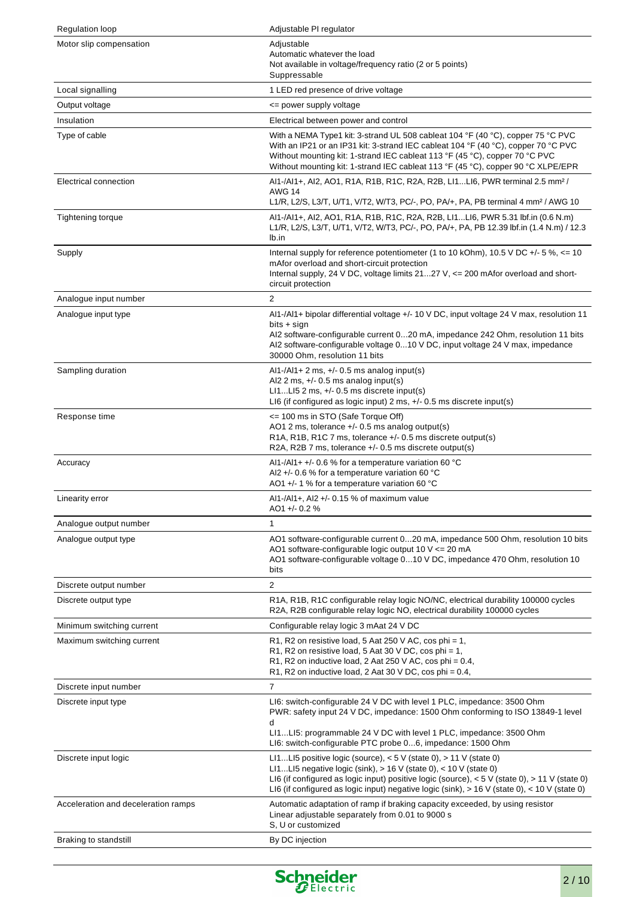| | |
|---|---|
| Regulation loop | Adjustable PI regulator |
| Motor slip compensation | Adjustable<br>Automatic whatever the load<br>Not available in voltage/frequency ratio (2 or 5 points)<br>Suppressable |
| Local signalling | 1 LED red presence of drive voltage |
| Output voltage | <= power supply voltage |
| Insulation | Electrical between power and control |
| Type of cable | With a NEMA Type1 kit: 3-strand UL 508 cableat 104 °F (40 °C), copper 75 °C PVC<br>With an IP21 or an IP31 kit: 3-strand IEC cableat 104 °F (40 °C), copper 70 °C PVC<br>Without mounting kit: 1-strand IEC cableat 113 °F (45 °C), copper 70 °C PVC<br>Without mounting kit: 1-strand IEC cableat 113 °F (45 °C), copper 90 °C XLPE/EPR |
| Electrical connection | AI1-/AI1+, AI2, AO1, R1A, R1B, R1C, R2A, R2B, LI1...LI6, PWR terminal 2.5 mm² / AWG 14<br>L1/R, L2/S, L3/T, U/T1, V/T2, W/T3, PC/-, PO, PA/+, PA, PB terminal 4 mm² / AWG 10 |
| Tightening torque | AI1-/AI1+, AI2, AO1, R1A, R1B, R1C, R2A, R2B, LI1...LI6, PWR 5.31 lbf.in (0.6 N.m)<br>L1/R, L2/S, L3/T, U/T1, V/T2, W/T3, PC/-, PO, PA/+, PA, PB 12.39 lbf.in (1.4 N.m) / 12.3 lb.in |
| Supply | Internal supply for reference potentiometer (1 to 10 kOhm), 10.5 V DC +/- 5 %, <= 10 mAfor overload and short-circuit protection<br>Internal supply, 24 V DC, voltage limits 21...27 V, <= 200 mAfor overload and short-circuit protection |
| Analogue input number | 2 |
| Analogue input type | AI1-/AI1+ bipolar differential voltage +/- 10 V DC, input voltage 24 V max, resolution 11 bits + sign<br>AI2 software-configurable current 0...20 mA, impedance 242 Ohm, resolution 11 bits<br>AI2 software-configurable voltage 0...10 V DC, input voltage 24 V max, impedance 30000 Ohm, resolution 11 bits |
| Sampling duration | AI1-/AI1+ 2 ms, +/- 0.5 ms analog input(s)<br>AI2 2 ms, +/- 0.5 ms analog input(s)<br>LI1...LI5 2 ms, +/- 0.5 ms discrete input(s)<br>LI6 (if configured as logic input) 2 ms, +/- 0.5 ms discrete input(s) |
| Response time | <= 100 ms in STO (Safe Torque Off)<br>AO1 2 ms, tolerance +/- 0.5 ms analog output(s)<br>R1A, R1B, R1C 7 ms, tolerance +/- 0.5 ms discrete output(s)<br>R2A, R2B 7 ms, tolerance +/- 0.5 ms discrete output(s) |
| Accuracy | AI1-/AI1+ +/- 0.6 % for a temperature variation 60 °C<br>AI2 +/- 0.6 % for a temperature variation 60 °C<br>AO1 +/- 1 % for a temperature variation 60 °C |
| Linearity error | AI1-/AI1+, AI2 +/- 0.15 % of maximum value<br>AO1 +/- 0.2 % |
| Analogue output number | 1 |
| Analogue output type | AO1 software-configurable current 0...20 mA, impedance 500 Ohm, resolution 10 bits<br>AO1 software-configurable logic output 10 V <= 20 mA<br>AO1 software-configurable voltage 0...10 V DC, impedance 470 Ohm, resolution 10 bits |
| Discrete output number | 2 |
| Discrete output type | R1A, R1B, R1C configurable relay logic NO/NC, electrical durability 100000 cycles<br>R2A, R2B configurable relay logic NO, electrical durability 100000 cycles |
| Minimum switching current | Configurable relay logic 3 mAat 24 V DC |
| Maximum switching current | R1, R2 on resistive load, 5 Aat 250 V AC, cos phi = 1,<br>R1, R2 on resistive load, 5 Aat 30 V DC, cos phi = 1,<br>R1, R2 on inductive load, 2 Aat 250 V AC, cos phi = 0.4,<br>R1, R2 on inductive load, 2 Aat 30 V DC, cos phi = 0.4, |
| Discrete input number | 7 |
| Discrete input type | LI6: switch-configurable 24 V DC with level 1 PLC, impedance: 3500 Ohm<br>PWR: safety input 24 V DC, impedance: 1500 Ohm conforming to ISO 13849-1 level d<br>LI1...LI5: programmable 24 V DC with level 1 PLC, impedance: 3500 Ohm<br>LI6: switch-configurable PTC probe 0...6, impedance: 1500 Ohm |
| Discrete input logic | LI1...LI5 positive logic (source), < 5 V (state 0), > 11 V (state 0)<br>LI1...LI5 negative logic (sink), > 16 V (state 0), < 10 V (state 0)<br>LI6 (if configured as logic input) positive logic (source), < 5 V (state 0), > 11 V (state 0)<br>LI6 (if configured as logic input) negative logic (sink), > 16 V (state 0), < 10 V (state 0) |
| Acceleration and deceleration ramps | Automatic adaptation of ramp if braking capacity exceeded, by using resistor<br>Linear adjustable separately from 0.01 to 9000 s<br>S, U or customized |
| Braking to standstill | By DC injection |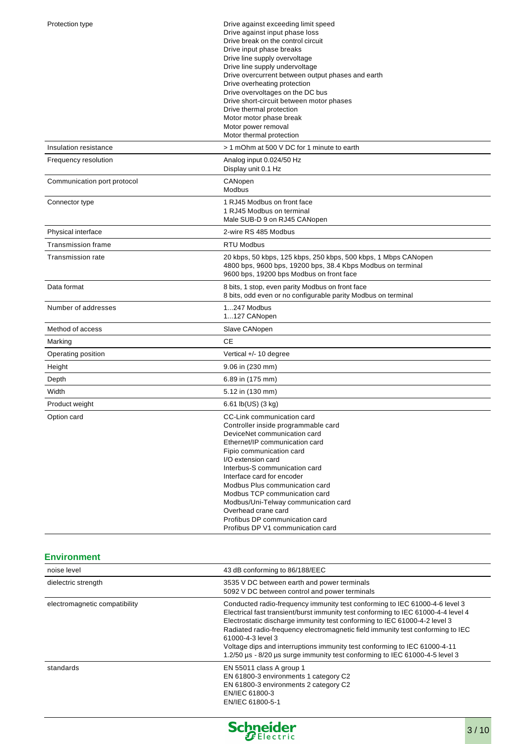| | |
|---|---|
| Protection type | Drive against exceeding limit speed<br>Drive against input phase loss<br>Drive break on the control circuit<br>Drive input phase breaks<br>Drive line supply overvoltage<br>Drive line supply undervoltage<br>Drive overcurrent between output phases and earth<br>Drive overheating protection<br>Drive overvoltages on the DC bus<br>Drive short-circuit between motor phases<br>Drive thermal protection<br>Motor motor phase break<br>Motor power removal<br>Motor thermal protection |
| Insulation resistance | > 1 mOhm at 500 V DC for 1 minute to earth |
| Frequency resolution | Analog input 0.024/50 Hz<br>Display unit 0.1 Hz |
| Communication port protocol | CANopen<br>Modbus |
| Connector type | 1 RJ45 Modbus on front face<br>1 RJ45 Modbus on terminal<br>Male SUB-D 9 on RJ45 CANopen |
| Physical interface | 2-wire RS 485 Modbus |
| Transmission frame | RTU Modbus |
| Transmission rate | 20 kbps, 50 kbps, 125 kbps, 250 kbps, 500 kbps, 1 Mbps CANopen<br>4800 bps, 9600 bps, 19200 bps, 38.4 Kbps Modbus on terminal<br>9600 bps, 19200 bps Modbus on front face |
| Data format | 8 bits, 1 stop, even parity Modbus on front face<br>8 bits, odd even or no configurable parity Modbus on terminal |
| Number of addresses | 1...247 Modbus<br>1...127 CANopen |
| Method of access | Slave CANopen |
| Marking | CE |
| Operating position | Vertical +/- 10 degree |
| Height | 9.06 in (230 mm) |
| Depth | 6.89 in (175 mm) |
| Width | 5.12 in (130 mm) |
| Product weight | 6.61 lb(US) (3 kg) |
| Option card | CC-Link communication card<br>Controller inside programmable card<br>DeviceNet communication card<br>Ethernet/IP communication card<br>Fipio communication card<br>I/O extension card<br>Interbus-S communication card<br>Interface card for encoder<br>Modbus Plus communication card<br>Modbus TCP communication card<br>Modbus/Uni-Telway communication card<br>Overhead crane card<br>Profibus DP communication card<br>Profibus DP V1 communication card |

## Environment

| | |
|---|---|
| noise level | 43 dB conforming to 86/188/EEC |
| dielectric strength | 3535 V DC between earth and power terminals<br>5092 V DC between control and power terminals |
| electromagnetic compatibility | Conducted radio-frequency immunity test conforming to IEC 61000-4-6 level 3<br>Electrical fast transient/burst immunity test conforming to IEC 61000-4-4 level 4<br>Electrostatic discharge immunity test conforming to IEC 61000-4-2 level 3<br>Radiated radio-frequency electromagnetic field immunity test conforming to IEC 61000-4-3 level 3<br>Voltage dips and interruptions immunity test conforming to IEC 61000-4-11<br>1.2/50 µs - 8/20 µs surge immunity test conforming to IEC 61000-4-5 level 3 |
| standards | EN 55011 class A group 1<br>EN 61800-3 environments 1 category C2<br>EN 61800-3 environments 2 category C2<br>EN/IEC 61800-3<br>EN/IEC 61800-5-1 |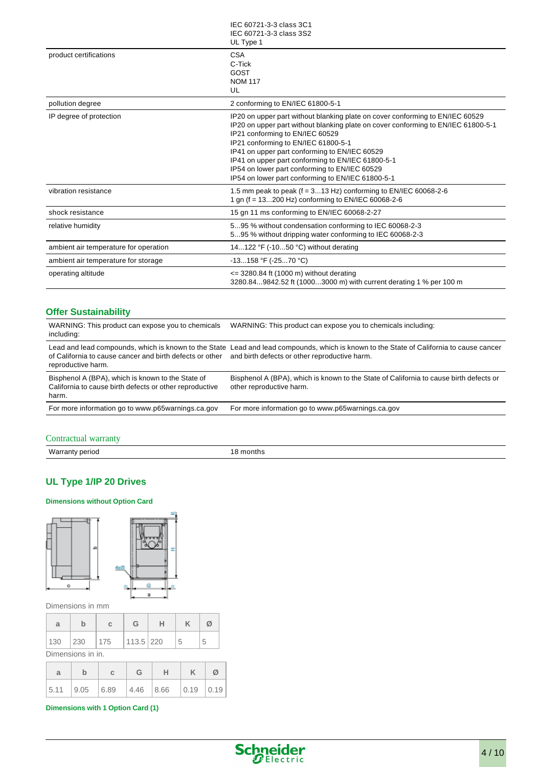| | |
|---|---|
| | IEC 60721-3-3 class 3C1<br>IEC 60721-3-3 class 3S2<br>UL Type 1 |
| product certifications | CSA<br>C-Tick<br>GOST<br>NOM 117<br>UL |
| pollution degree | 2 conforming to EN/IEC 61800-5-1 |
| IP degree of protection | IP20 on upper part without blanking plate on cover conforming to EN/IEC 60529<br>IP20 on upper part without blanking plate on cover conforming to EN/IEC 61800-5-1<br>IP21 conforming to EN/IEC 60529<br>IP21 conforming to EN/IEC 61800-5-1<br>IP41 on upper part conforming to EN/IEC 60529<br>IP41 on upper part conforming to EN/IEC 61800-5-1<br>IP54 on lower part conforming to EN/IEC 60529<br>IP54 on lower part conforming to EN/IEC 61800-5-1 |
| vibration resistance | 1.5 mm peak to peak (f = 3...13 Hz) conforming to EN/IEC 60068-2-6<br>1 gn (f = 13...200 Hz) conforming to EN/IEC 60068-2-6 |
| shock resistance | 15 gn 11 ms conforming to EN/IEC 60068-2-27 |
| relative humidity | 5...95 % without condensation conforming to IEC 60068-2-3<br>5...95 % without dripping water conforming to IEC 60068-2-3 |
| ambient air temperature for operation | 14...122 °F (-10...50 °C) without derating |
| ambient air temperature for storage | -13...158 °F (-25...70 °C) |
| operating altitude | <= 3280.84 ft (1000 m) without derating<br>3280.84...9842.52 ft (1000...3000 m) with current derating 1 % per 100 m |

## Offer Sustainability

| | |
|---|---|
| WARNING: This product can expose you to chemicals including: | WARNING: This product can expose you to chemicals including: |
| Lead and lead compounds, which is known to the State of California to cause cancer and birth defects or other reproductive harm. | Lead and lead compounds, which is known to the State of California to cause cancer and birth defects or other reproductive harm. |
| Bisphenol A (BPA), which is known to the State of California to cause birth defects or other reproductive harm. | Bisphenol A (BPA), which is known to the State of California to cause birth defects or other reproductive harm. |
| For more information go to www.p65warnings.ca.gov | For more information go to www.p65warnings.ca.gov |

## Contractual warranty

| | |
|---|---|
| Warranty period | 18 months |

## UL Type 1/IP 20 Drives

### Dimensions without Option Card

Dimensions in mm

| a | b | c | G | H | K | Ø |
|---|---|---|---|---|---|---|
| 130 | 230 | 175 | 113.5 | 220 | 5 | 5 |

Dimensions in in.

| a | b | c | G | H | K | Ø |
|---|---|---|---|---|---|---|
| 5.11 | 9.05 | 6.89 | 4.46 | 8.66 | 0.19 | 0.19 |

### Dimensions with 1 Option Card (1)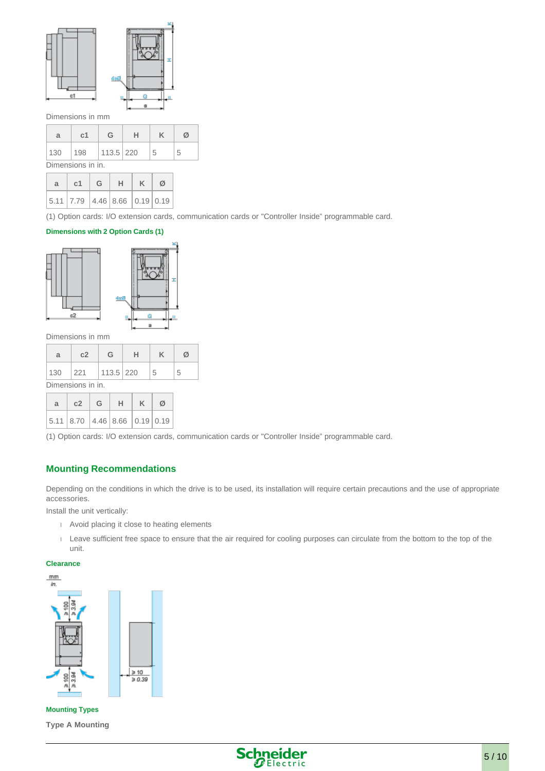Dimensions in mm

| a | c1 | G | H | K | Ø |
|---|---|---|---|---|---|
| 130 | 198 | 113.5 | 220 | 5 | 5 |

Dimensions in in.

| a | c1 | G | H | K | Ø |
|---|---|---|---|---|---|
| 5.11 | 7.79 | 4.46 | 8.66 | 0.19 | 0.19 |

(1) Option cards: I/O extension cards, communication cards or "Controller Inside" programmable card.

**Dimensions with 2 Option Cards (1)**

Dimensions in mm

| a | c2 | G | H | K | Ø |
|---|---|---|---|---|---|
| 130 | 221 | 113.5 | 220 | 5 | 5 |

Dimensions in in.

| a | c2 | G | H | K | Ø |
|---|---|---|---|---|---|
| 5.11 | 8.70 | 4.46 | 8.66 | 0.19 | 0.19 |

(1) Option cards: I/O extension cards, communication cards or "Controller Inside" programmable card.

## Mounting Recommendations

Depending on the conditions in which the drive is to be used, its installation will require certain precautions and the use of appropriate accessories.

Install the unit vertically:

- Avoid placing it close to heating elements
- Leave sufficient free space to ensure that the air required for cooling purposes can circulate from the bottom to the top of the unit.

**Clearance**

**Mounting Types**

**Type A Mounting**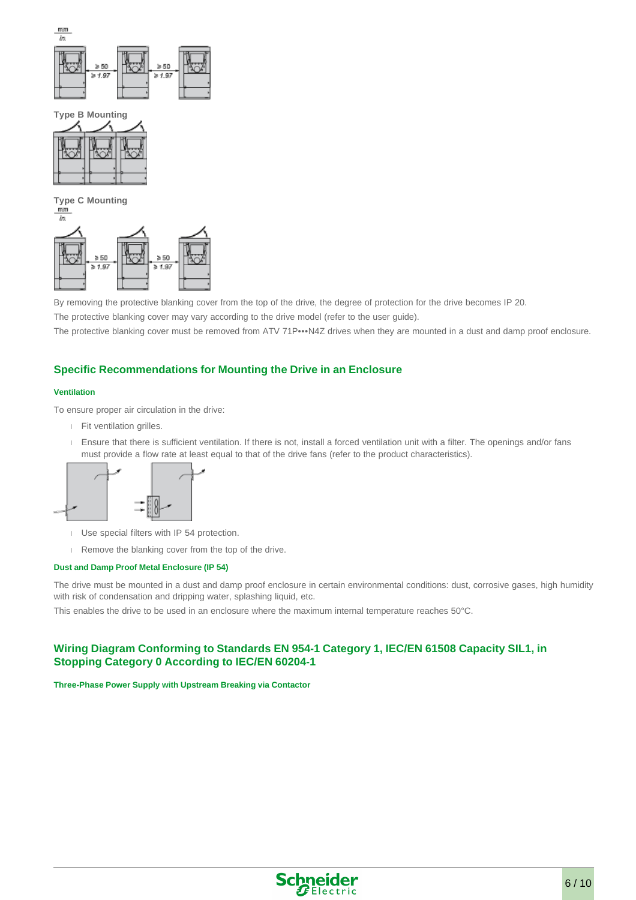mm
in.

≥ 50
≥ 1.97

≥ 50
≥ 1.97

**Type B Mounting**

**Type C Mounting**

mm
in.

≥ 50
≥ 1.97

≥ 50
≥ 1.97

By removing the protective blanking cover from the top of the drive, the degree of protection for the drive becomes IP 20.
The protective blanking cover may vary according to the drive model (refer to the user guide).
The protective blanking cover must be removed from ATV 71P•••N4Z drives when they are mounted in a dust and damp proof enclosure.

## Specific Recommendations for Mounting the Drive in an Enclosure

#### Ventilation

To ensure proper air circulation in the drive:

- Fit ventilation grilles.
- Ensure that there is sufficient ventilation. If there is not, install a forced ventilation unit with a filter. The openings and/or fans must provide a flow rate at least equal to that of the drive fans (refer to the product characteristics).
- Use special filters with IP 54 protection.
- Remove the blanking cover from the top of the drive.

#### Dust and Damp Proof Metal Enclosure (IP 54)

The drive must be mounted in a dust and damp proof enclosure in certain environmental conditions: dust, corrosive gases, high humidity with risk of condensation and dripping water, splashing liquid, etc.
This enables the drive to be used in an enclosure where the maximum internal temperature reaches 50°C.

## Wiring Diagram Conforming to Standards EN 954-1 Category 1, IEC/EN 61508 Capacity SIL1, in Stopping Category 0 According to IEC/EN 60204-1

#### Three-Phase Power Supply with Upstream Breaking via Contactor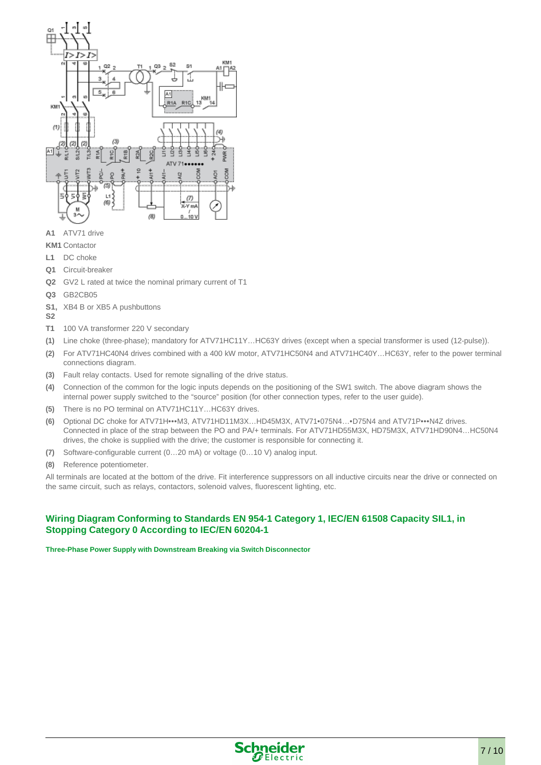**A1** ATV71 drive

**KM1** Contactor

**L1** DC choke

**Q1** Circuit-breaker

**Q2** GV2 L rated at twice the nominal primary current of T1

**Q3** GB2CB05

**S1, S2** XB4 B or XB5 A pushbuttons

**T1** 100 VA transformer 220 V secondary

**(1)** Line choke (three-phase); mandatory for ATV71HC11Y…HC63Y drives (except when a special transformer is used (12-pulse)).

**(2)** For ATV71HC40N4 drives combined with a 400 kW motor, ATV71HC50N4 and ATV71HC40Y…HC63Y, refer to the power terminal connections diagram.

**(3)** Fault relay contacts. Used for remote signalling of the drive status.

**(4)** Connection of the common for the logic inputs depends on the positioning of the SW1 switch. The above diagram shows the internal power supply switched to the "source" position (for other connection types, refer to the user guide).

**(5)** There is no PO terminal on ATV71HC11Y…HC63Y drives.

**(6)** Optional DC choke for ATV71H•••M3, ATV71HD11M3X…HD45M3X, ATV71•075N4…•D75N4 and ATV71P•••N4Z drives. Connected in place of the strap between the PO and PA/+ terminals. For ATV71HD55M3X, HD75M3X, ATV71HD90N4…HC50N4 drives, the choke is supplied with the drive; the customer is responsible for connecting it.

**(7)** Software-configurable current (0…20 mA) or voltage (0…10 V) analog input.

**(8)** Reference potentiometer.

All terminals are located at the bottom of the drive. Fit interference suppressors on all inductive circuits near the drive or connected on the same circuit, such as relays, contactors, solenoid valves, fluorescent lighting, etc.

## Wiring Diagram Conforming to Standards EN 954-1 Category 1, IEC/EN 61508 Capacity SIL1, in Stopping Category 0 According to IEC/EN 60204-1

#### Three-Phase Power Supply with Downstream Breaking via Switch Disconnector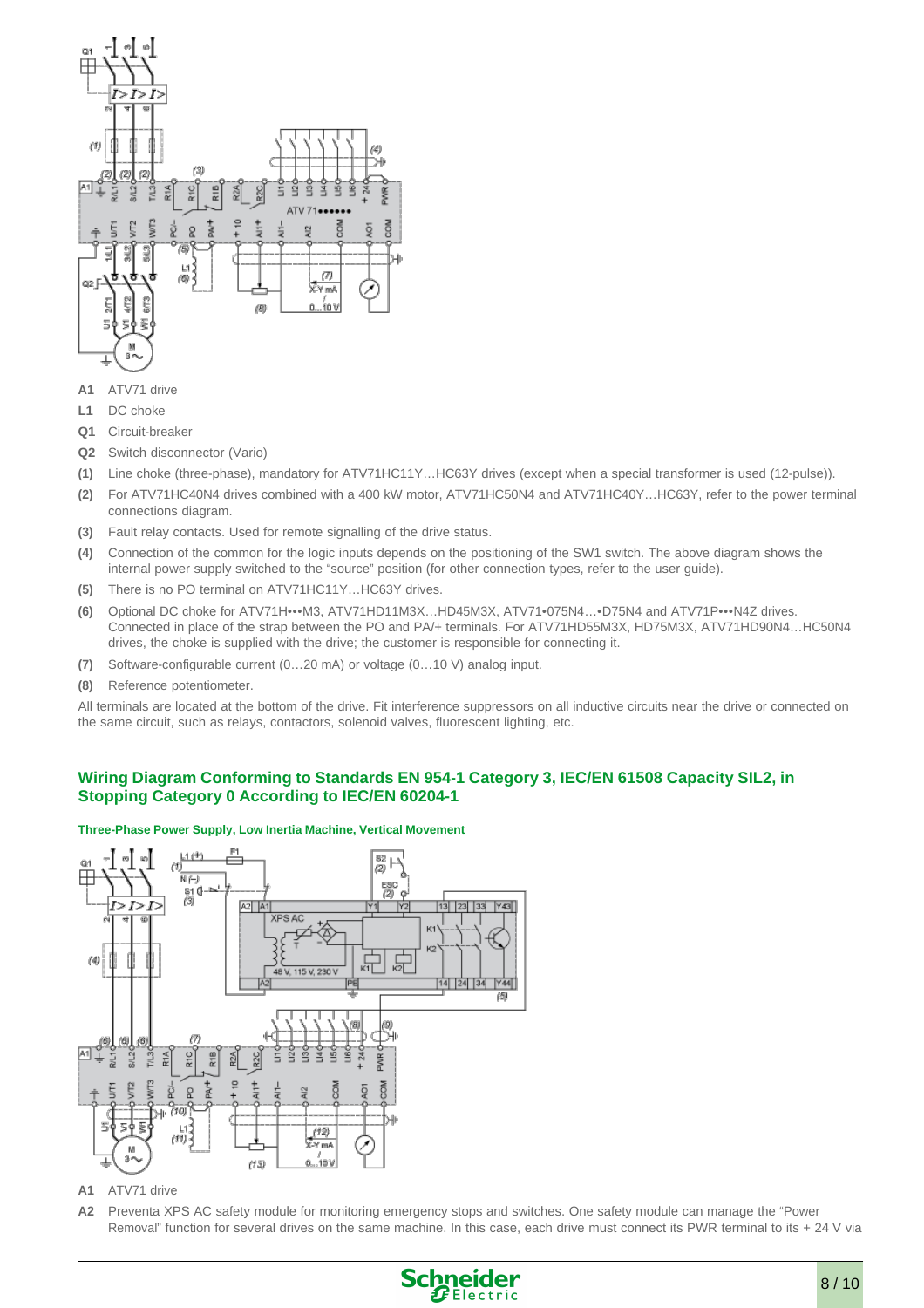- **A1** ATV71 drive
- **L1** DC choke
- **Q1** Circuit-breaker
- **Q2** Switch disconnector (Vario)
- **(1)** Line choke (three-phase), mandatory for ATV71HC11Y…HC63Y drives (except when a special transformer is used (12-pulse)).
- **(2)** For ATV71HC40N4 drives combined with a 400 kW motor, ATV71HC50N4 and ATV71HC40Y…HC63Y, refer to the power terminal connections diagram.
- **(3)** Fault relay contacts. Used for remote signalling of the drive status.
- **(4)** Connection of the common for the logic inputs depends on the positioning of the SW1 switch. The above diagram shows the internal power supply switched to the "source" position (for other connection types, refer to the user guide).
- **(5)** There is no PO terminal on ATV71HC11Y…HC63Y drives.
- **(6)** Optional DC choke for ATV71H•••M3, ATV71HD11M3X…HD45M3X, ATV71•075N4…•D75N4 and ATV71P•••N4Z drives. Connected in place of the strap between the PO and PA/+ terminals. For ATV71HD55M3X, HD75M3X, ATV71HD90N4…HC50N4 drives, the choke is supplied with the drive; the customer is responsible for connecting it.
- **(7)** Software-configurable current (0…20 mA) or voltage (0…10 V) analog input.
- **(8)** Reference potentiometer.

All terminals are located at the bottom of the drive. Fit interference suppressors on all inductive circuits near the drive or connected on the same circuit, such as relays, contactors, solenoid valves, fluorescent lighting, etc.

## Wiring Diagram Conforming to Standards EN 954-1 Category 3, IEC/EN 61508 Capacity SIL2, in Stopping Category 0 According to IEC/EN 60204-1

### Three-Phase Power Supply, Low Inertia Machine, Vertical Movement

- **A1** ATV71 drive
- **A2** Preventa XPS AC safety module for monitoring emergency stops and switches. One safety module can manage the "Power Removal" function for several drives on the same machine. In this case, each drive must connect its PWR terminal to its + 24 V via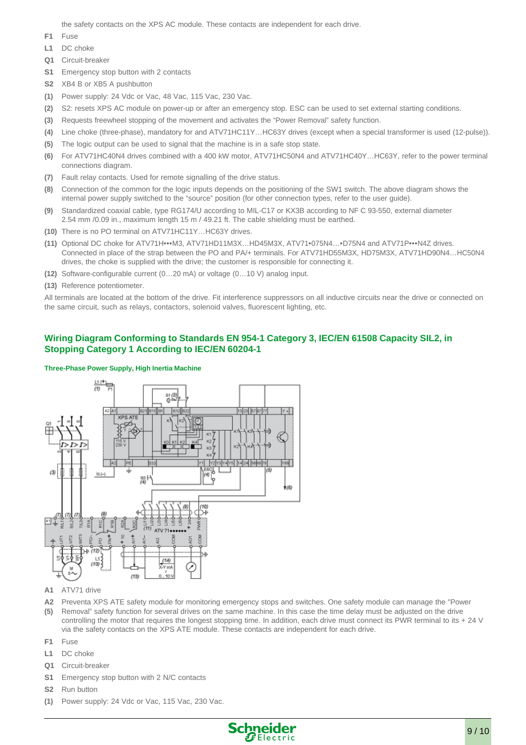the safety contacts on the XPS AC module. These contacts are independent for each drive.

- **F1** Fuse
- **L1** DC choke
- **Q1** Circuit-breaker
- **S1** Emergency stop button with 2 contacts
- **S2** XB4 B or XB5 A pushbutton
- **(1)** Power supply: 24 Vdc or Vac, 48 Vac, 115 Vac, 230 Vac.
- **(2)** S2: resets XPS AC module on power-up or after an emergency stop. ESC can be used to set external starting conditions.
- **(3)** Requests freewheel stopping of the movement and activates the “Power Removal” safety function.
- **(4)** Line choke (three-phase), mandatory for and ATV71HC11Y…HC63Y drives (except when a special transformer is used (12-pulse)).
- **(5)** The logic output can be used to signal that the machine is in a safe stop state.
- **(6)** For ATV71HC40N4 drives combined with a 400 kW motor, ATV71HC50N4 and ATV71HC40Y…HC63Y, refer to the power terminal connections diagram.
- **(7)** Fault relay contacts. Used for remote signalling of the drive status.
- **(8)** Connection of the common for the logic inputs depends on the positioning of the SW1 switch. The above diagram shows the internal power supply switched to the “source” position (for other connection types, refer to the user guide).
- **(9)** Standardized coaxial cable, type RG174/U according to MIL-C17 or KX3B according to NF C 93-550, external diameter 2.54 mm /0.09 in., maximum length 15 m / 49.21 ft. The cable shielding must be earthed.
- **(10)** There is no PO terminal on ATV71HC11Y…HC63Y drives.
- **(11)** Optional DC choke for ATV71H•••M3, ATV71HD11M3X…HD45M3X, ATV71•075N4…•D75N4 and ATV71P•••N4Z drives. Connected in place of the strap between the PO and PA/+ terminals. For ATV71HD55M3X, HD75M3X, ATV71HD90N4…HC50N4 drives, the choke is supplied with the drive; the customer is responsible for connecting it.
- **(12)** Software-configurable current (0…20 mA) or voltage (0…10 V) analog input.
- **(13)** Reference potentiometer.

All terminals are located at the bottom of the drive. Fit interference suppressors on all inductive circuits near the drive or connected on the same circuit, such as relays, contactors, solenoid valves, fluorescent lighting, etc.

## Wiring Diagram Conforming to Standards EN 954-1 Category 3, IEC/EN 61508 Capacity SIL2, in Stopping Category 1 According to IEC/EN 60204-1

#### Three-Phase Power Supply, High Inertia Machine

- **A1** ATV71 drive
- **A2** **(5)** Preventa XPS ATE safety module for monitoring emergency stops and switches. One safety module can manage the "Power Removal" safety function for several drives on the same machine. In this case the time delay must be adjusted on the drive controlling the motor that requires the longest stopping time. In addition, each drive must connect its PWR terminal to its + 24 V via the safety contacts on the XPS ATE module. These contacts are independent for each drive.
- **F1** Fuse
- **L1** DC choke
- **Q1** Circuit-breaker
- **S1** Emergency stop button with 2 N/C contacts
- **S2** Run button
- **(1)** Power supply: 24 Vdc or Vac, 115 Vac, 230 Vac.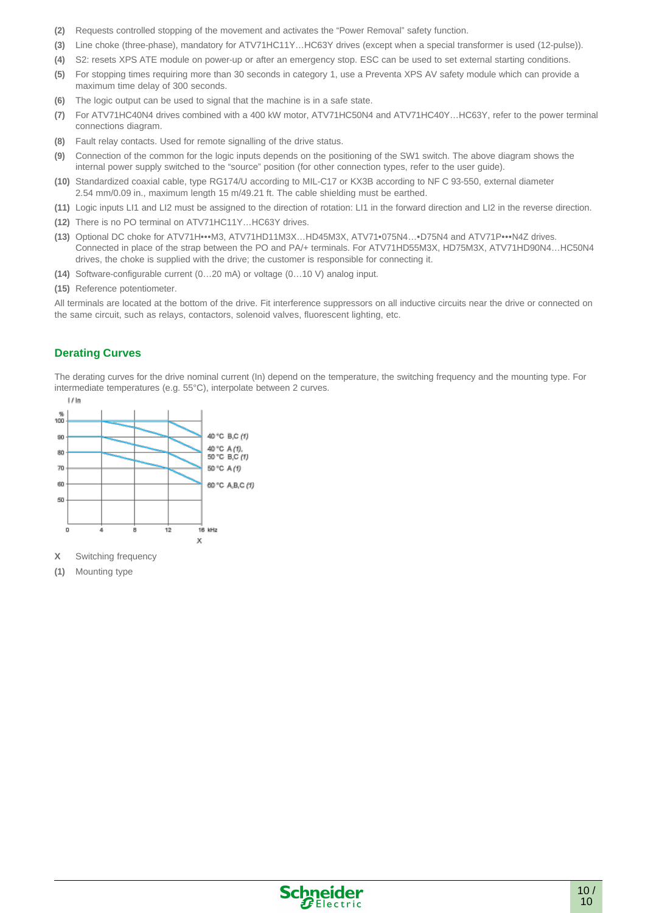**(2)** Requests controlled stopping of the movement and activates the “Power Removal” safety function.

**(3)** Line choke (three-phase), mandatory for ATV71HC11Y…HC63Y drives (except when a special transformer is used (12-pulse)).

**(4)** S2: resets XPS ATE module on power-up or after an emergency stop. ESC can be used to set external starting conditions.

**(5)** For stopping times requiring more than 30 seconds in category 1, use a Preventa XPS AV safety module which can provide a maximum time delay of 300 seconds.

**(6)** The logic output can be used to signal that the machine is in a safe state.

**(7)** For ATV71HC40N4 drives combined with a 400 kW motor, ATV71HC50N4 and ATV71HC40Y…HC63Y, refer to the power terminal connections diagram.

**(8)** Fault relay contacts. Used for remote signalling of the drive status.

**(9)** Connection of the common for the logic inputs depends on the positioning of the SW1 switch. The above diagram shows the internal power supply switched to the “source” position (for other connection types, refer to the user guide).

**(10)** Standardized coaxial cable, type RG174/U according to MIL-C17 or KX3B according to NF C 93-550, external diameter 2.54 mm/0.09 in., maximum length 15 m/49.21 ft. The cable shielding must be earthed.

**(11)** Logic inputs LI1 and LI2 must be assigned to the direction of rotation: LI1 in the forward direction and LI2 in the reverse direction.

**(12)** There is no PO terminal on ATV71HC11Y…HC63Y drives.

**(13)** Optional DC choke for ATV71H•••M3, ATV71HD11M3X…HD45M3X, ATV71•075N4…•D75N4 and ATV71P•••N4Z drives. Connected in place of the strap between the PO and PA/+ terminals. For ATV71HD55M3X, HD75M3X, ATV71HD90N4…HC50N4 drives, the choke is supplied with the drive; the customer is responsible for connecting it.

**(14)** Software-configurable current (0…20 mA) or voltage (0…10 V) analog input.

**(15)** Reference potentiometer.

All terminals are located at the bottom of the drive. Fit interference suppressors on all inductive circuits near the drive or connected on the same circuit, such as relays, contactors, solenoid valves, fluorescent lighting, etc.

## Derating Curves

The derating curves for the drive nominal current (In) depend on the temperature, the switching frequency and the mounting type. For intermediate temperatures (e.g. 55°C), interpolate between 2 curves.

I / In

%

100, 90, 80, 70, 60, 50

0, 4, 8, 12, 16 kHz

X

40 °C B,C (1)

40 °C A (1), 50 °C B,C (1)

50 °C A (1)

60 °C A,B,C (1)

**X** Switching frequency

**(1)** Mounting type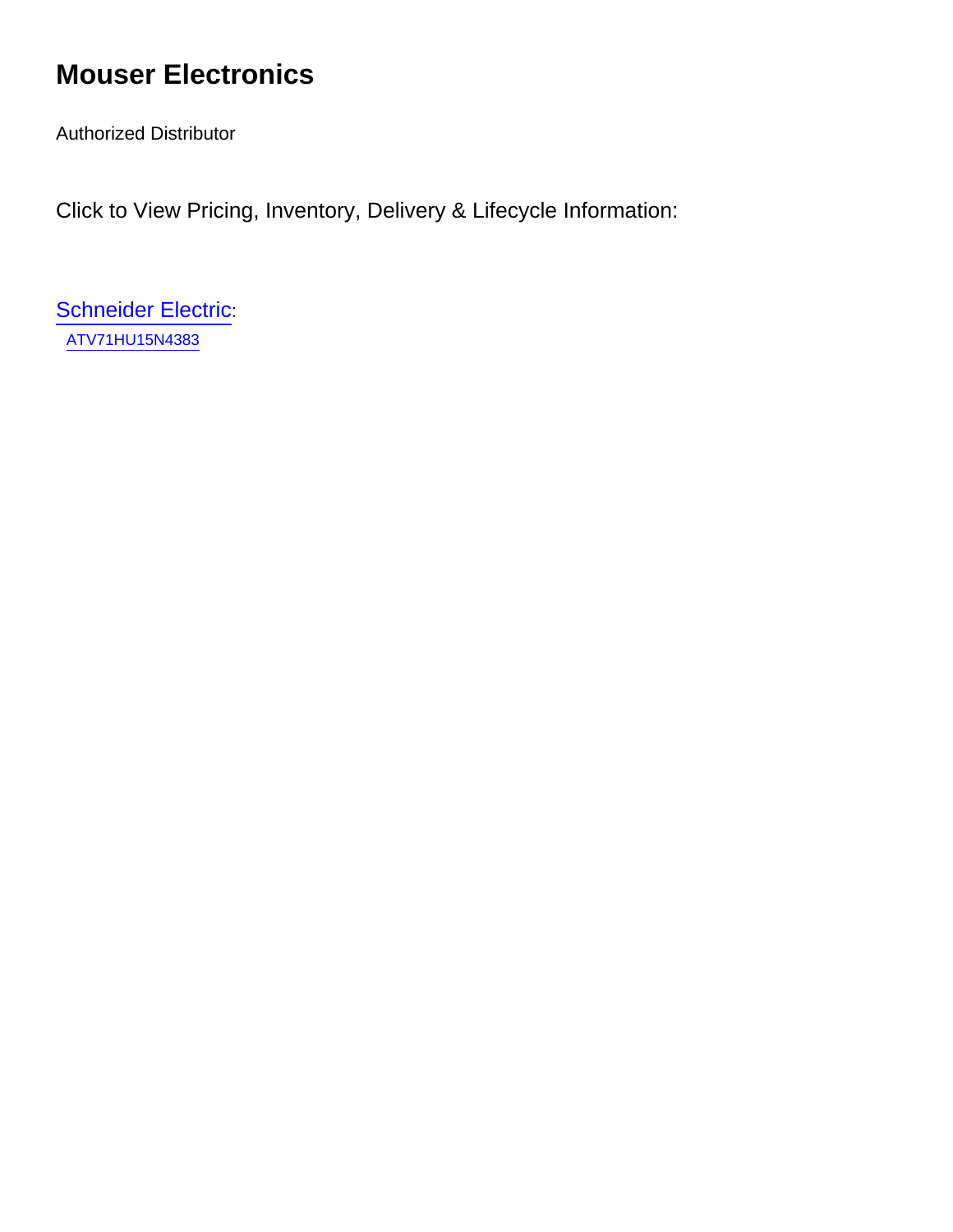# Mouser Electronics

Authorized Distributor

Click to View Pricing, Inventory, Delivery & Lifecycle Information:

Schneider Electric:

ATV71HU15N4383